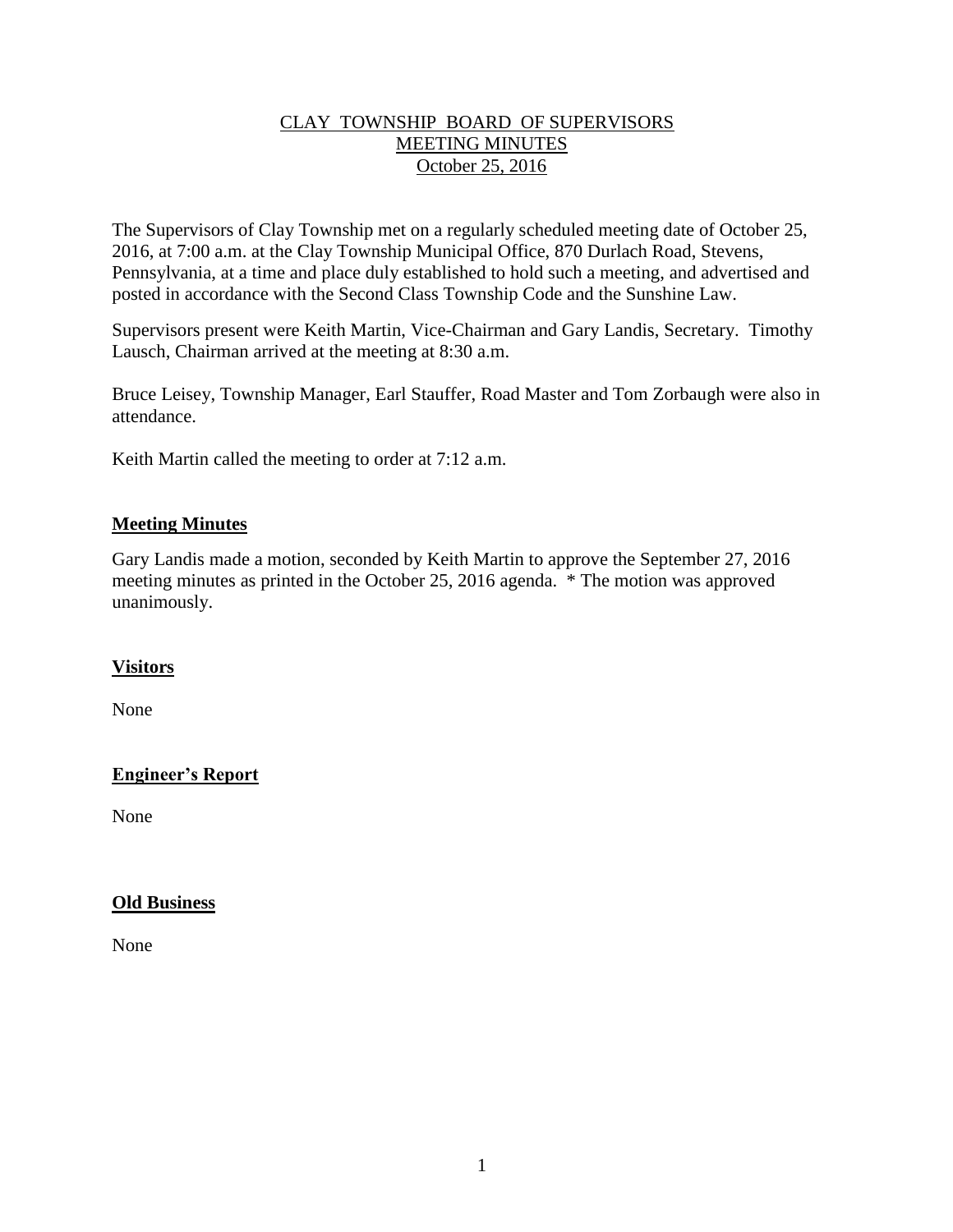# CLAY TOWNSHIP BOARD OF SUPERVISORS
## MEETING MINUTES
## October 25, 2016

The Supervisors of Clay Township met on a regularly scheduled meeting date of October 25, 2016, at 7:00 a.m. at the Clay Township Municipal Office, 870 Durlach Road, Stevens, Pennsylvania, at a time and place duly established to hold such a meeting, and advertised and posted in accordance with the Second Class Township Code and the Sunshine Law.

Supervisors present were Keith Martin, Vice-Chairman and Gary Landis, Secretary. Timothy Lausch, Chairman arrived at the meeting at 8:30 a.m.

Bruce Leisey, Township Manager, Earl Stauffer, Road Master and Tom Zorbaugh were also in attendance.

Keith Martin called the meeting to order at 7:12 a.m.

### Meeting Minutes

Gary Landis made a motion, seconded by Keith Martin to approve the September 27, 2016 meeting minutes as printed in the October 25, 2016 agenda. * The motion was approved unanimously.

### Visitors

None

### Engineer's Report

None

### Old Business

None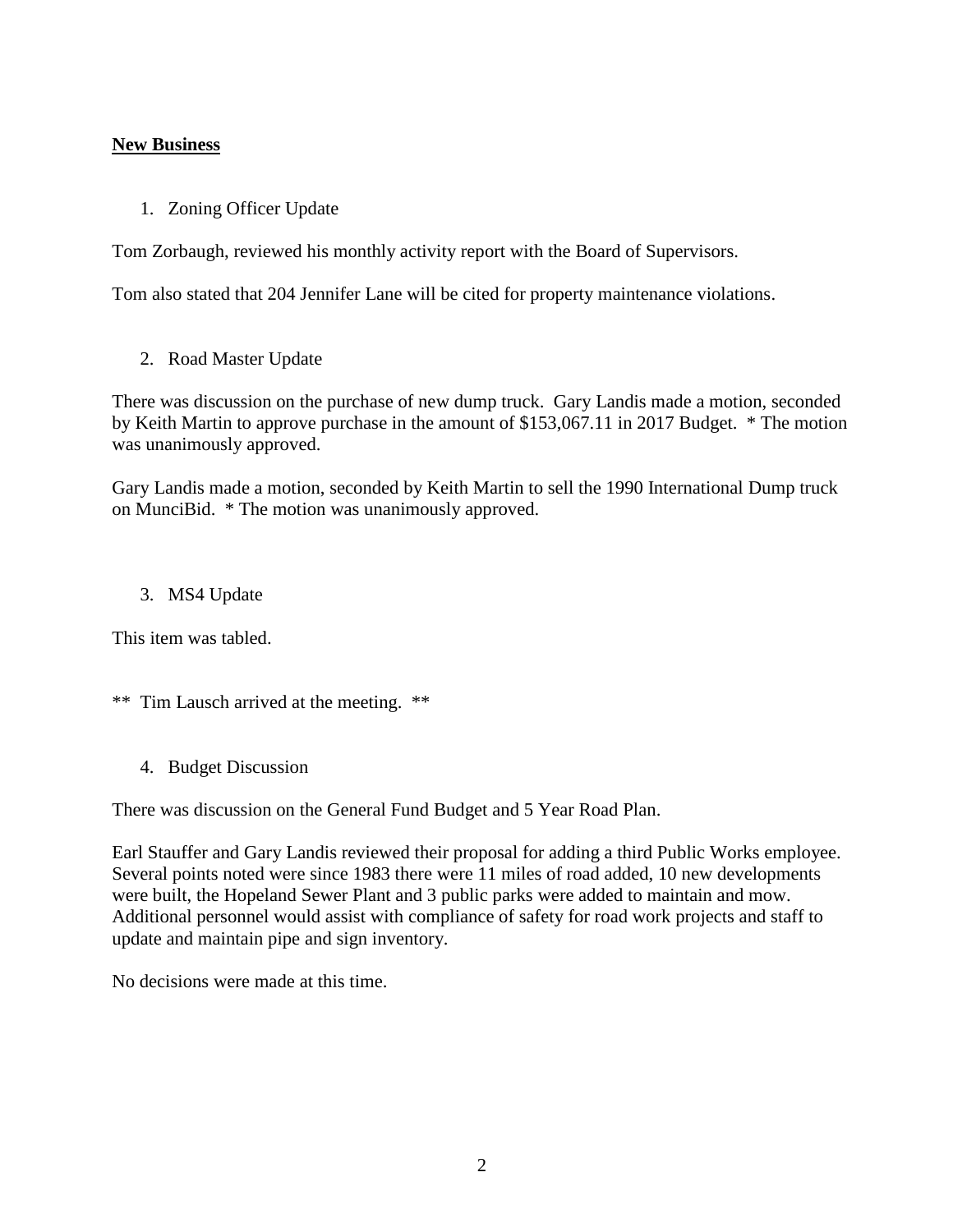**New Business**

1. Zoning Officer Update

Tom Zorbaugh, reviewed his monthly activity report with the Board of Supervisors.

Tom also stated that 204 Jennifer Lane will be cited for property maintenance violations.

2. Road Master Update

There was discussion on the purchase of new dump truck. Gary Landis made a motion, seconded by Keith Martin to approve purchase in the amount of $153,067.11 in 2017 Budget. * The motion was unanimously approved.

Gary Landis made a motion, seconded by Keith Martin to sell the 1990 International Dump truck on MunciBid. * The motion was unanimously approved.

3. MS4 Update

This item was tabled.

** Tim Lausch arrived at the meeting. **

4. Budget Discussion

There was discussion on the General Fund Budget and 5 Year Road Plan.

Earl Stauffer and Gary Landis reviewed their proposal for adding a third Public Works employee. Several points noted were since 1983 there were 11 miles of road added, 10 new developments were built, the Hopeland Sewer Plant and 3 public parks were added to maintain and mow. Additional personnel would assist with compliance of safety for road work projects and staff to update and maintain pipe and sign inventory.

No decisions were made at this time.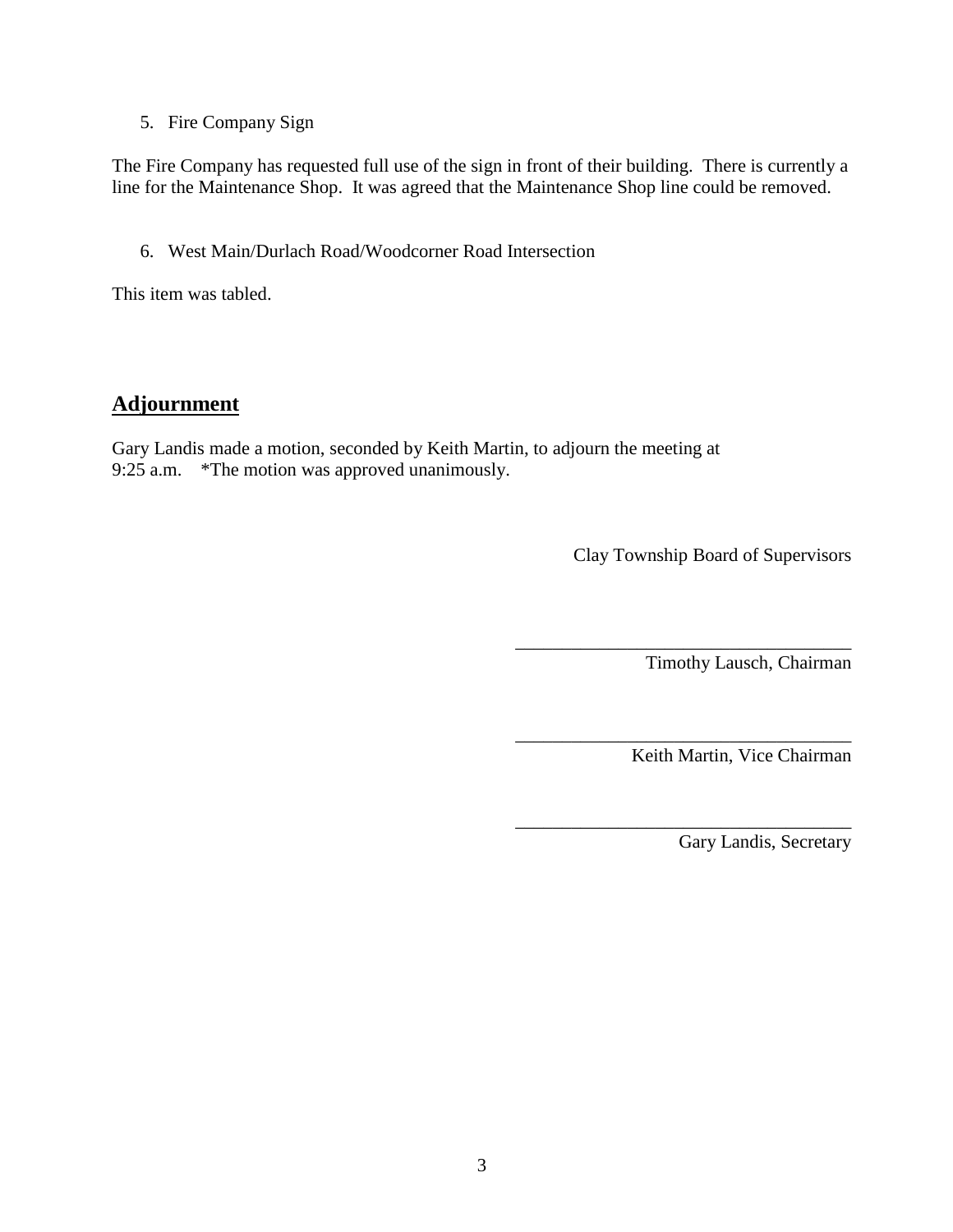5. Fire Company Sign

The Fire Company has requested full use of the sign in front of their building. There is currently a line for the Maintenance Shop. It was agreed that the Maintenance Shop line could be removed.

6. West Main/Durlach Road/Woodcorner Road Intersection

This item was tabled.

## Adjournment

Gary Landis made a motion, seconded by Keith Martin, to adjourn the meeting at 9:25 a.m. *The motion was approved unanimously.

Clay Township Board of Supervisors

_____________________________________
Timothy Lausch, Chairman

_____________________________________
Keith Martin, Vice Chairman

_____________________________________
Gary Landis, Secretary